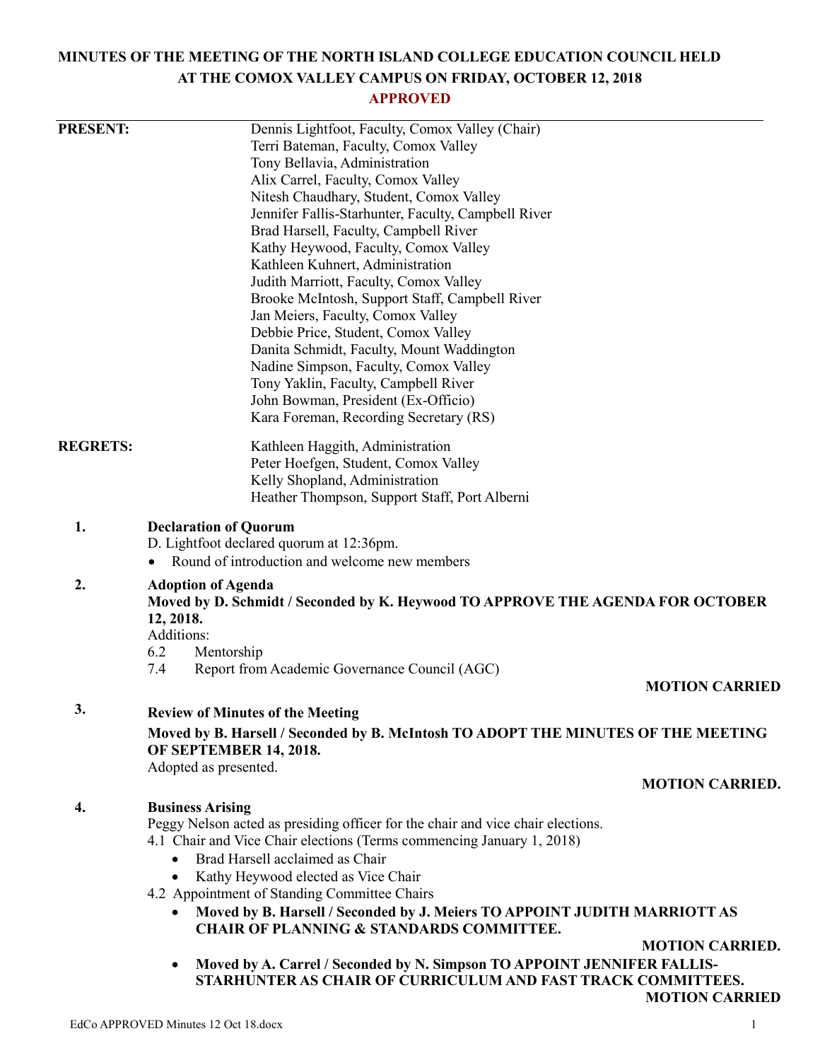# MINUTES OF THE MEETING OF THE NORTH ISLAND COLLEGE EDUCATION COUNCIL HELD AT THE COMOX VALLEY CAMPUS ON FRIDAY, OCTOBER 12, 2018

**APPROVED**

**PRESENT:**
Dennis Lightfoot, Faculty, Comox Valley (Chair)
Terri Bateman, Faculty, Comox Valley
Tony Bellavia, Administration
Alix Carrel, Faculty, Comox Valley
Nitesh Chaudhary, Student, Comox Valley
Jennifer Fallis-Starhunter, Faculty, Campbell River
Brad Harsell, Faculty, Campbell River
Kathy Heywood, Faculty, Comox Valley
Kathleen Kuhnert, Administration
Judith Marriott, Faculty, Comox Valley
Brooke McIntosh, Support Staff, Campbell River
Jan Meiers, Faculty, Comox Valley
Debbie Price, Student, Comox Valley
Danita Schmidt, Faculty, Mount Waddington
Nadine Simpson, Faculty, Comox Valley
Tony Yaklin, Faculty, Campbell River
John Bowman, President (Ex-Officio)
Kara Foreman, Recording Secretary (RS)

**REGRETS:**
Kathleen Haggith, Administration
Peter Hoefgen, Student, Comox Valley
Kelly Shopland, Administration
Heather Thompson, Support Staff, Port Alberni

**1. Declaration of Quorum**

D. Lightfoot declared quorum at 12:36pm.

- Round of introduction and welcome new members

**2. Adoption of Agenda**

**Moved by D. Schmidt / Seconded by K. Heywood TO APPROVE THE AGENDA FOR OCTOBER 12, 2018.**

Additions:

6.2 Mentorship

7.4 Report from Academic Governance Council (AGC)

**MOTION CARRIED**

**3. Review of Minutes of the Meeting**

**Moved by B. Harsell / Seconded by B. McIntosh TO ADOPT THE MINUTES OF THE MEETING OF SEPTEMBER 14, 2018.**

Adopted as presented.

**MOTION CARRIED.**

**4. Business Arising**

Peggy Nelson acted as presiding officer for the chair and vice chair elections.

4.1 Chair and Vice Chair elections (Terms commencing January 1, 2018)

- Brad Harsell acclaimed as Chair
- Kathy Heywood elected as Vice Chair

4.2 Appointment of Standing Committee Chairs

- **Moved by B. Harsell / Seconded by J. Meiers TO APPOINT JUDITH MARRIOTT AS CHAIR OF PLANNING & STANDARDS COMMITTEE.**

**MOTION CARRIED.**

- **Moved by A. Carrel / Seconded by N. Simpson TO APPOINT JENNIFER FALLIS-STARHUNTER AS CHAIR OF CURRICULUM AND FAST TRACK COMMITTEES.**

**MOTION CARRIED**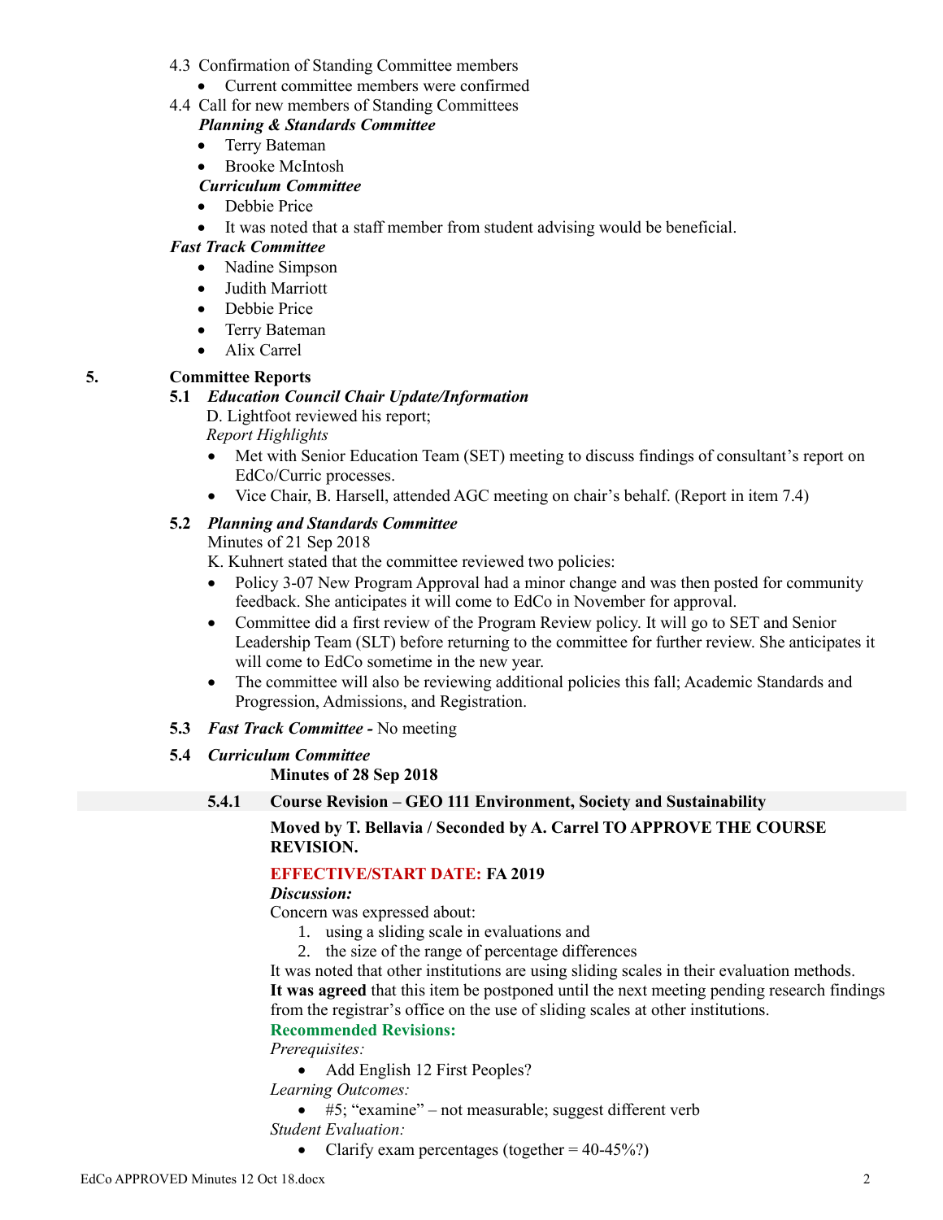4.3 Confirmation of Standing Committee members

- Current committee members were confirmed

4.4 Call for new members of Standing Committees

***Planning & Standards Committee***

- Terry Bateman
- Brooke McIntosh

***Curriculum Committee***

- Debbie Price
- It was noted that a staff member from student advising would be beneficial.

***Fast Track Committee***

- Nadine Simpson
- Judith Marriott
- Debbie Price
- Terry Bateman
- Alix Carrel

## 5. Committee Reports

### 5.1 *Education Council Chair Update/Information*

D. Lightfoot reviewed his report;

*Report Highlights*

- Met with Senior Education Team (SET) meeting to discuss findings of consultant's report on EdCo/Curric processes.
- Vice Chair, B. Harsell, attended AGC meeting on chair's behalf. (Report in item 7.4)

### 5.2 *Planning and Standards Committee*

Minutes of 21 Sep 2018

K. Kuhnert stated that the committee reviewed two policies:

- Policy 3-07 New Program Approval had a minor change and was then posted for community feedback. She anticipates it will come to EdCo in November for approval.
- Committee did a first review of the Program Review policy. It will go to SET and Senior Leadership Team (SLT) before returning to the committee for further review. She anticipates it will come to EdCo sometime in the new year.
- The committee will also be reviewing additional policies this fall; Academic Standards and Progression, Admissions, and Registration.

### 5.3 *Fast Track Committee -* No meeting

### 5.4 *Curriculum Committee*

**Minutes of 28 Sep 2018**

#### 5.4.1 Course Revision – GEO 111 Environment, Society and Sustainability

**Moved by T. Bellavia / Seconded by A. Carrel TO APPROVE THE COURSE REVISION.**

**EFFECTIVE/START DATE: FA 2019**

***Discussion:***

Concern was expressed about:

1. using a sliding scale in evaluations and
2. the size of the range of percentage differences

It was noted that other institutions are using sliding scales in their evaluation methods.

**It was agreed** that this item be postponed until the next meeting pending research findings from the registrar's office on the use of sliding scales at other institutions.

**Recommended Revisions:**

*Prerequisites:*

- Add English 12 First Peoples?

*Learning Outcomes:*

- #5; "examine" – not measurable; suggest different verb

*Student Evaluation:*

- Clarify exam percentages (together = 40-45%?)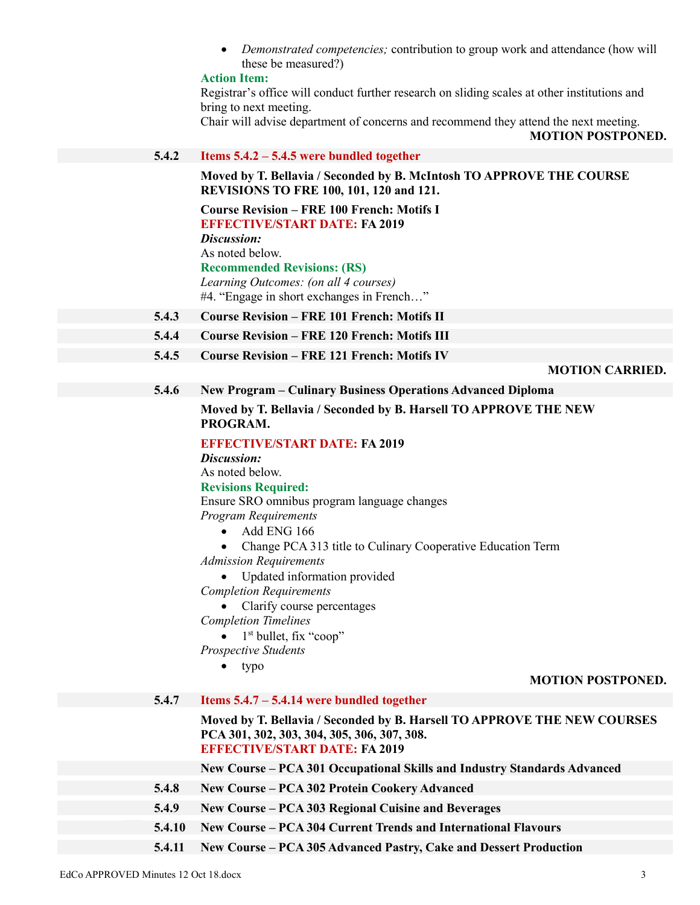- *Demonstrated competencies;* contribution to group work and attendance (how will these be measured?)

**Action Item:**
Registrar's office will conduct further research on sliding scales at other institutions and bring to next meeting.
Chair will advise department of concerns and recommend they attend the next meeting.

**MOTION POSTPONED.**

**5.4.2 Items 5.4.2 – 5.4.5 were bundled together**

**Moved by T. Bellavia / Seconded by B. McIntosh TO APPROVE THE COURSE REVISIONS TO FRE 100, 101, 120 and 121.**

**Course Revision – FRE 100 French: Motifs I**
**EFFECTIVE/START DATE: FA 2019**
***Discussion:***
As noted below.
**Recommended Revisions: (RS)**
*Learning Outcomes: (on all 4 courses)*
#4. "Engage in short exchanges in French…"

**5.4.3 Course Revision – FRE 101 French: Motifs II**

**5.4.4 Course Revision – FRE 120 French: Motifs III**

**5.4.5 Course Revision – FRE 121 French: Motifs IV**

**MOTION CARRIED.**

**5.4.6 New Program – Culinary Business Operations Advanced Diploma**

**Moved by T. Bellavia / Seconded by B. Harsell TO APPROVE THE NEW PROGRAM.**

**EFFECTIVE/START DATE: FA 2019**
***Discussion:***
As noted below.
**Revisions Required:**
Ensure SRO omnibus program language changes
*Program Requirements*
- Add ENG 166
- Change PCA 313 title to Culinary Cooperative Education Term

*Admission Requirements*
- Updated information provided

*Completion Requirements*
- Clarify course percentages

*Completion Timelines*
- 1st bullet, fix "coop"

*Prospective Students*
- typo

**MOTION POSTPONED.**

**5.4.7 Items 5.4.7 – 5.4.14 were bundled together**

**Moved by T. Bellavia / Seconded by B. Harsell TO APPROVE THE NEW COURSES PCA 301, 302, 303, 304, 305, 306, 307, 308.**
**EFFECTIVE/START DATE: FA 2019**

**New Course – PCA 301 Occupational Skills and Industry Standards Advanced**

**5.4.8 New Course – PCA 302 Protein Cookery Advanced**

**5.4.9 New Course – PCA 303 Regional Cuisine and Beverages**

**5.4.10 New Course – PCA 304 Current Trends and International Flavours**

**5.4.11 New Course – PCA 305 Advanced Pastry, Cake and Dessert Production**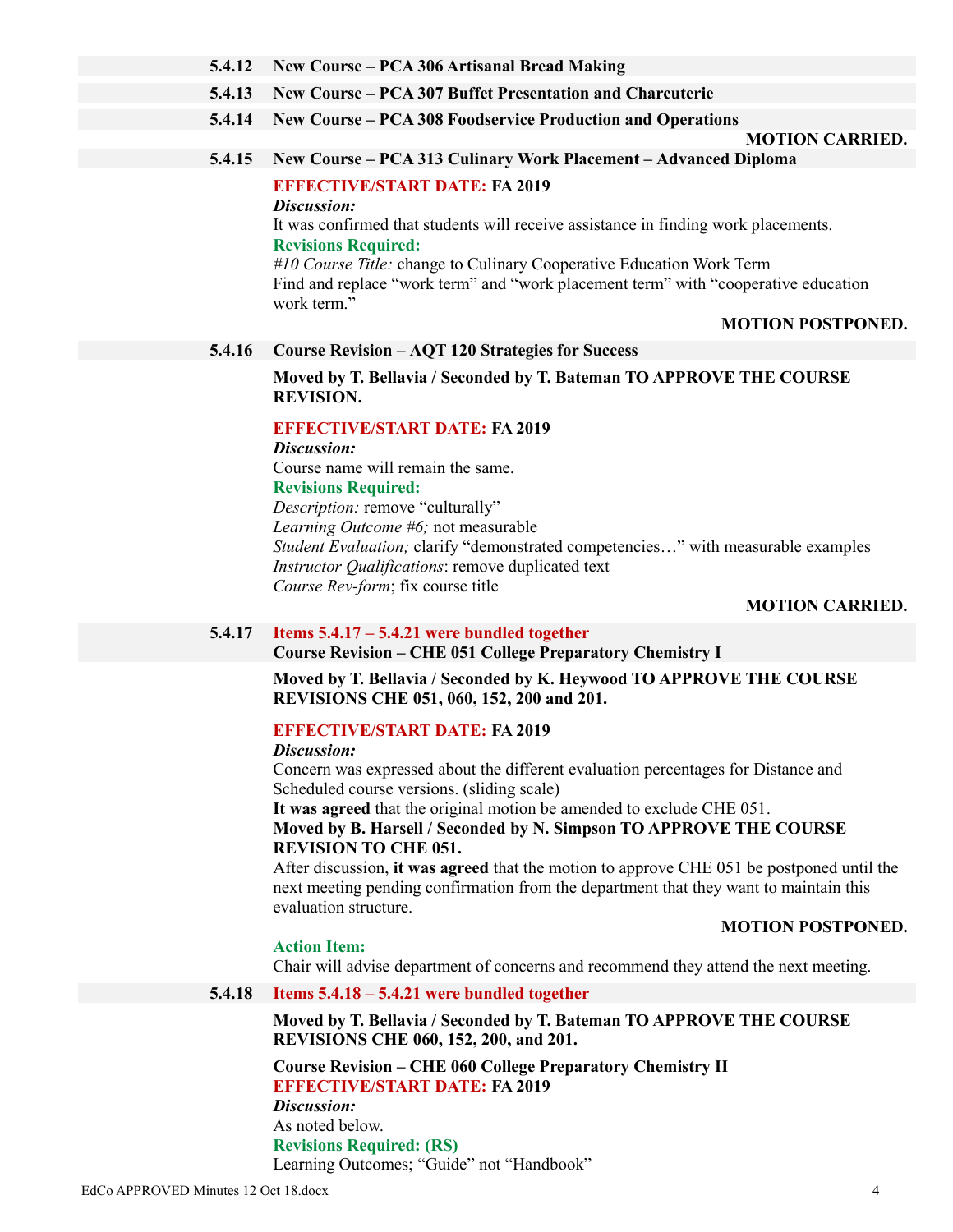**5.4.12 New Course – PCA 306 Artisanal Bread Making**

**5.4.13 New Course – PCA 307 Buffet Presentation and Charcuterie**

**5.4.14 New Course – PCA 308 Foodservice Production and Operations**

**MOTION CARRIED.**

**5.4.15 New Course – PCA 313 Culinary Work Placement – Advanced Diploma**

**EFFECTIVE/START DATE: FA 2019**

***Discussion:***

It was confirmed that students will receive assistance in finding work placements.

**Revisions Required:**

*#10 Course Title:* change to Culinary Cooperative Education Work Term

Find and replace "work term" and "work placement term" with "cooperative education work term."

**MOTION POSTPONED.**

**5.4.16 Course Revision – AQT 120 Strategies for Success**

**Moved by T. Bellavia / Seconded by T. Bateman TO APPROVE THE COURSE REVISION.**

**EFFECTIVE/START DATE: FA 2019**

***Discussion:***

Course name will remain the same.

**Revisions Required:**

*Description:* remove "culturally"

*Learning Outcome #6;* not measurable

*Student Evaluation;* clarify "demonstrated competencies…" with measurable examples

*Instructor Qualifications*: remove duplicated text

*Course Rev-form*; fix course title

**MOTION CARRIED.**

**5.4.17 Items 5.4.17 – 5.4.21 were bundled together**

**Course Revision – CHE 051 College Preparatory Chemistry I**

**Moved by T. Bellavia / Seconded by K. Heywood TO APPROVE THE COURSE REVISIONS CHE 051, 060, 152, 200 and 201.**

**EFFECTIVE/START DATE: FA 2019**

***Discussion:***

Concern was expressed about the different evaluation percentages for Distance and Scheduled course versions. (sliding scale)

**It was agreed** that the original motion be amended to exclude CHE 051.

**Moved by B. Harsell / Seconded by N. Simpson TO APPROVE THE COURSE REVISION TO CHE 051.**

After discussion, **it was agreed** that the motion to approve CHE 051 be postponed until the next meeting pending confirmation from the department that they want to maintain this evaluation structure.

**MOTION POSTPONED.**

**Action Item:**

Chair will advise department of concerns and recommend they attend the next meeting.

**5.4.18 Items 5.4.18 – 5.4.21 were bundled together**

**Moved by T. Bellavia / Seconded by T. Bateman TO APPROVE THE COURSE REVISIONS CHE 060, 152, 200, and 201.**

**Course Revision – CHE 060 College Preparatory Chemistry II**

**EFFECTIVE/START DATE: FA 2019**

***Discussion:***

As noted below.

**Revisions Required: (RS)**

Learning Outcomes; "Guide" not "Handbook"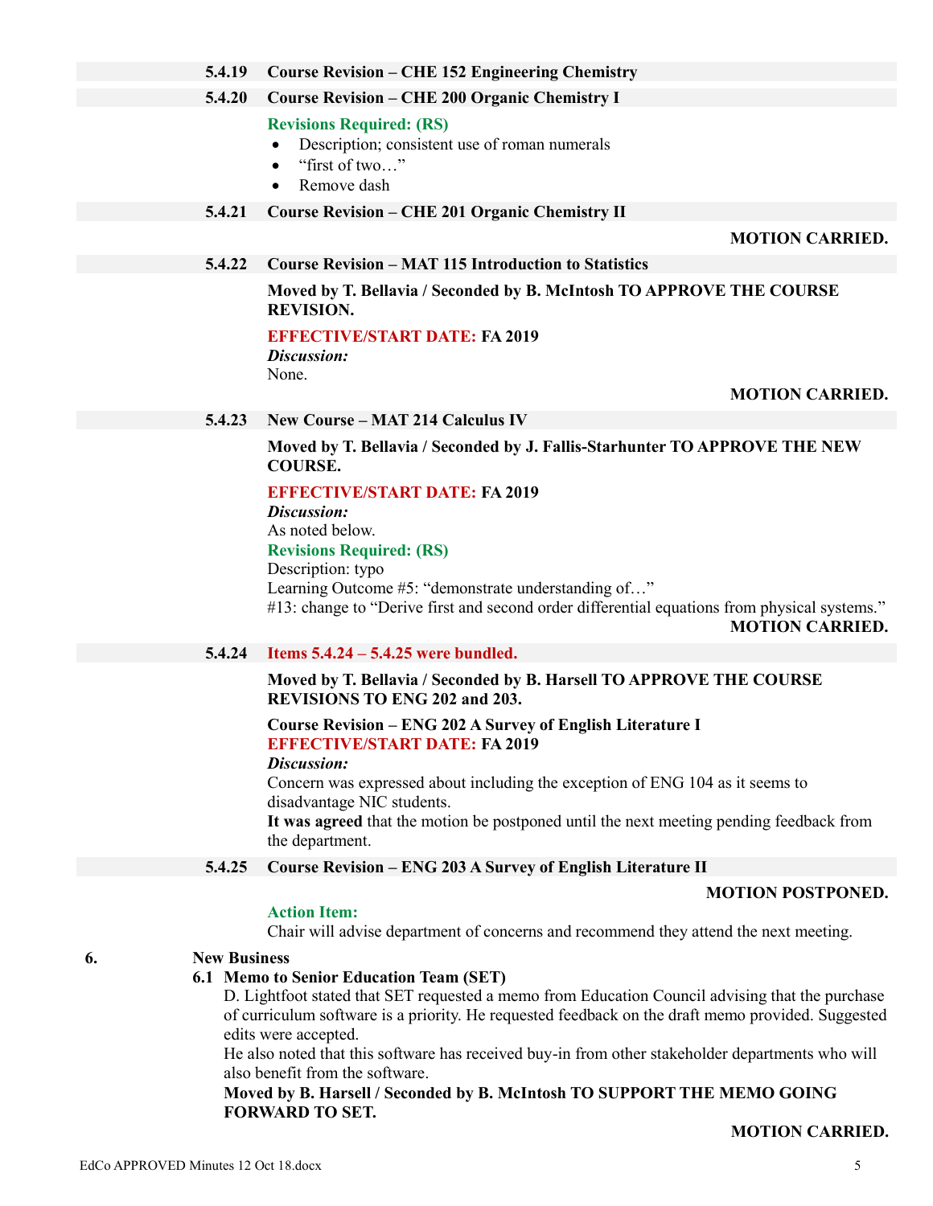**5.4.19 Course Revision – CHE 152 Engineering Chemistry**

**5.4.20 Course Revision – CHE 200 Organic Chemistry I**

**Revisions Required: (RS)**

- Description; consistent use of roman numerals
- "first of two…"
- Remove dash

**5.4.21 Course Revision – CHE 201 Organic Chemistry II**

**MOTION CARRIED.**

**5.4.22 Course Revision – MAT 115 Introduction to Statistics**

**Moved by T. Bellavia / Seconded by B. McIntosh TO APPROVE THE COURSE REVISION.**

**EFFECTIVE/START DATE: FA 2019**

***Discussion:***

None.

**MOTION CARRIED.**

**5.4.23 New Course – MAT 214 Calculus IV**

**Moved by T. Bellavia / Seconded by J. Fallis-Starhunter TO APPROVE THE NEW COURSE.**

**EFFECTIVE/START DATE: FA 2019**

***Discussion:***

As noted below.

**Revisions Required: (RS)**

Description: typo

Learning Outcome #5: "demonstrate understanding of…"

#13: change to "Derive first and second order differential equations from physical systems."

**MOTION CARRIED.**

**5.4.24 Items 5.4.24 – 5.4.25 were bundled.**

**Moved by T. Bellavia / Seconded by B. Harsell TO APPROVE THE COURSE REVISIONS TO ENG 202 and 203.**

**Course Revision – ENG 202 A Survey of English Literature I**

**EFFECTIVE/START DATE: FA 2019**

***Discussion:***

Concern was expressed about including the exception of ENG 104 as it seems to disadvantage NIC students.

**It was agreed** that the motion be postponed until the next meeting pending feedback from the department.

**5.4.25 Course Revision – ENG 203 A Survey of English Literature II**

**MOTION POSTPONED.**

**Action Item:**

Chair will advise department of concerns and recommend they attend the next meeting.

## 6. New Business

### 6.1 Memo to Senior Education Team (SET)

D. Lightfoot stated that SET requested a memo from Education Council advising that the purchase of curriculum software is a priority. He requested feedback on the draft memo provided. Suggested edits were accepted.

He also noted that this software has received buy-in from other stakeholder departments who will also benefit from the software.

**Moved by B. Harsell / Seconded by B. McIntosh TO SUPPORT THE MEMO GOING FORWARD TO SET.**

**MOTION CARRIED.**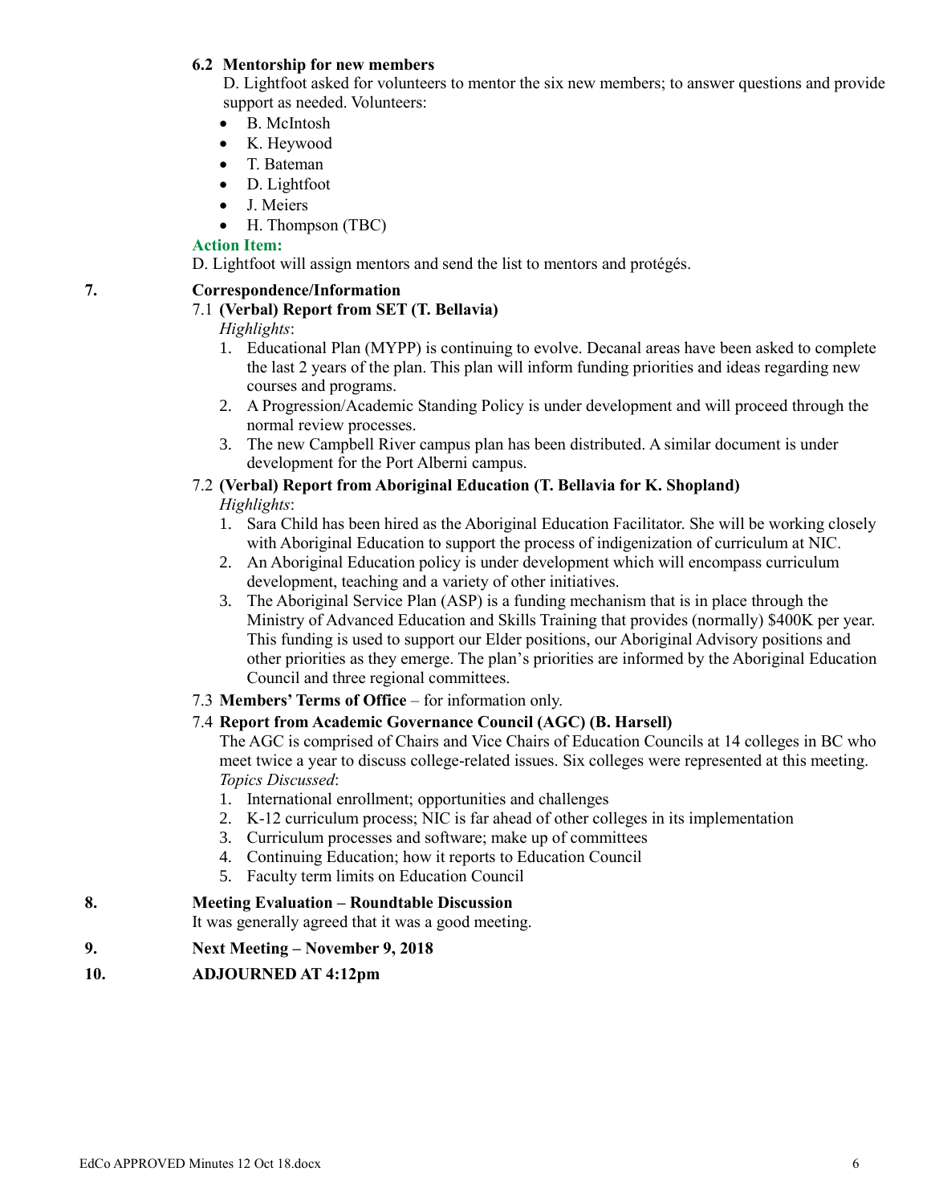### 6.2 Mentorship for new members

D. Lightfoot asked for volunteers to mentor the six new members; to answer questions and provide support as needed. Volunteers:

- B. McIntosh
- K. Heywood
- T. Bateman
- D. Lightfoot
- J. Meiers
- H. Thompson (TBC)

**Action Item:**

D. Lightfoot will assign mentors and send the list to mentors and protégés.

## 7. Correspondence/Information

### 7.1 (Verbal) Report from SET (T. Bellavia)

*Highlights*:

1. Educational Plan (MYPP) is continuing to evolve. Decanal areas have been asked to complete the last 2 years of the plan. This plan will inform funding priorities and ideas regarding new courses and programs.
2. A Progression/Academic Standing Policy is under development and will proceed through the normal review processes.
3. The new Campbell River campus plan has been distributed. A similar document is under development for the Port Alberni campus.

### 7.2 (Verbal) Report from Aboriginal Education (T. Bellavia for K. Shopland)

*Highlights*:

1. Sara Child has been hired as the Aboriginal Education Facilitator. She will be working closely with Aboriginal Education to support the process of indigenization of curriculum at NIC.
2. An Aboriginal Education policy is under development which will encompass curriculum development, teaching and a variety of other initiatives.
3. The Aboriginal Service Plan (ASP) is a funding mechanism that is in place through the Ministry of Advanced Education and Skills Training that provides (normally) $400K per year. This funding is used to support our Elder positions, our Aboriginal Advisory positions and other priorities as they emerge. The plan's priorities are informed by the Aboriginal Education Council and three regional committees.

### 7.3 Members' Terms of Office – for information only.

### 7.4 Report from Academic Governance Council (AGC) (B. Harsell)

The AGC is comprised of Chairs and Vice Chairs of Education Councils at 14 colleges in BC who meet twice a year to discuss college-related issues. Six colleges were represented at this meeting.

*Topics Discussed*:

1. International enrollment; opportunities and challenges
2. K-12 curriculum process; NIC is far ahead of other colleges in its implementation
3. Curriculum processes and software; make up of committees
4. Continuing Education; how it reports to Education Council
5. Faculty term limits on Education Council

## 8. Meeting Evaluation – Roundtable Discussion

It was generally agreed that it was a good meeting.

## 9. Next Meeting – November 9, 2018

## 10. ADJOURNED AT 4:12pm